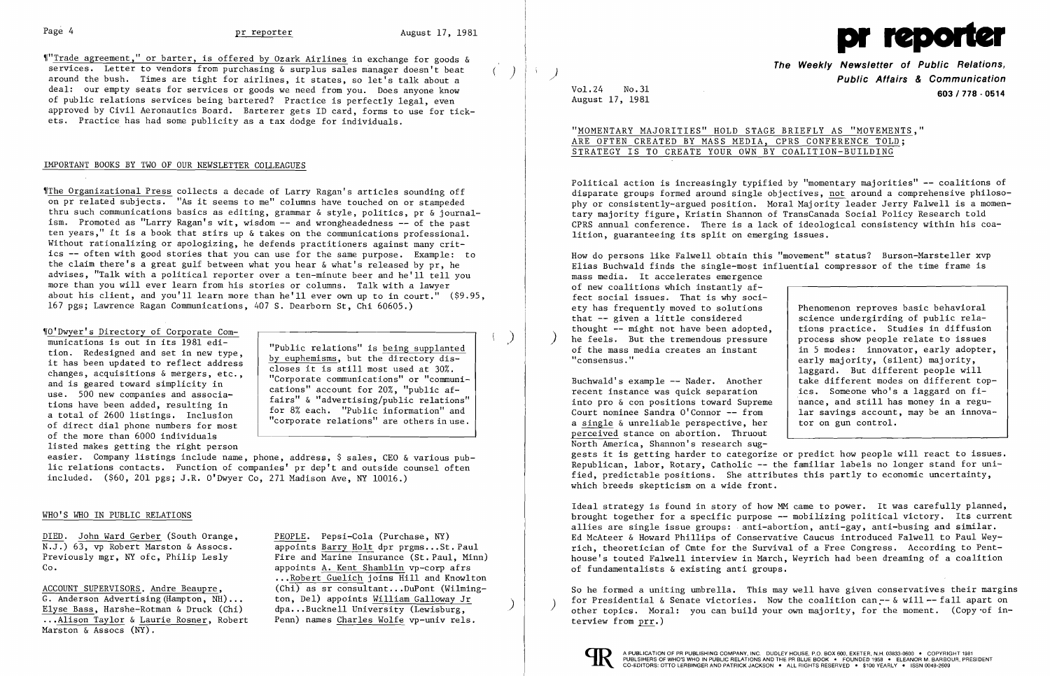¶"Trade agreement," or barter, is offered by Ozark Airlines in exchange for goods & services. Letter to vendors from purchasing & surplus sales manager doesn't beat around the bush. Times are tight for airlines, it states, so let's talk about a deal: our empty seats for services or goods we need from you. Does anyone know of public relations services being bartered? Practice is perfectly legal, even approved by Civil Aeronautics Board. Barterer gets ID card, forms to use for tickets. Practice has had some publicity as a tax dodge for individuals.

## IMPORTANT BOOKS BY TWO OF OUR NEWSLETTER COLLEAGUES

¶The Organizational Press collects a decade of Larry Ragan's articles sounding off on pr related subjects. "As it seems to me" columns have touched on or stampeded thru such communications basics as editing, grammar & style, politics, pr & journalism. Promoted as "Larry Ragan's wit, wisdom -- and wrongheadedness -- of the past ten years," it is a book that stirs up & takes on the communications professional. Without rationalizing or apologizing, he defends practitioners against many critics -- often with good stories that you can use for the same purpose. Example: to the claim there's a great gulf between what you hear & what's released by pr, he advises, "Talk with a political reporter over a ten-minute beer and he'll tell you more than you will ever learn from his stories or columns. Talk with a lawyer about his client, and you'll learn more than he'll ever own up to in court." ($9.95, 167 pgs; Lawrence Ragan Communications, 407 S. Dearborn St, Chi 60605.)

¶O'Dwyer's Directory of Corporate Communications is out in its 1981 edition. Redesigned and set in new type, it has been updated to reflect address changes, acquisitions & mergers, etc., and is geared toward simplicity in use. 500 new companies and associations have been added, resulting in a total of 2600 listings. Inclusion of direct dial phone numbers for most of the more than 6000 individuals listed makes getting the right person easier. Company listings include name, phone, address, $ sales, CEO & various public relations contacts. Function of companies' pr dep't and outside counsel often included. ($60, 201 pgs; J.R. O'Dwyer Co, 271 Madison Ave, NY 10016.)

> "Public relations" is being supplanted by euphemisms, but the directory discloses it is still most used at 30%. "Corporate communications" or "communications" account for 20%, "public affairs" & "advertising/public relations" for 8% each. "Public information" and "corporate relations" are others in use.

## WHO'S WHO IN PUBLIC RELATIONS

DIED. John Ward Gerber (South Orange, N.J.) 63, vp Robert Marston & Assocs. Previously mgr, NY ofc, Philip Lesly Co.

ACCOUNT SUPERVISORS. Andre Beaupre, G. Anderson Advertising (Hampton, NH)... Elyse Bass, Harshe-Rotman & Druck (Chi) ...Alison Taylor & Laurie Rosner, Robert Marston & Assocs (NY).

PEOPLE. Pepsi-Cola (Purchase, NY) appoints Barry Holt dpr prgms...St. Paul Fire and Marine Insurance (St. Paul, Minn) appoints A. Kent Shamblin vp-corp afrs ...Robert Guelich joins Hill and Knowlton (Chi) as sr consultant...DuPont (Wilmington, Del) appoints William Galloway Jr dpa...Bucknell University (Lewisburg, Penn) names Charles Wolfe vp-univ rels.

# pr reporter

**The Weekly Newsletter of Public Relations, Public Affairs & Communication**

**603 / 778 - 0514**

Vol.24 No.31
August 17, 1981

## "MOMENTARY MAJORITIES" HOLD STAGE BRIEFLY AS "MOVEMENTS," ARE OFTEN CREATED BY MASS MEDIA, CPRS CONFERENCE TOLD; STRATEGY IS TO CREATE YOUR OWN BY COALITION-BUILDING

Political action is increasingly typified by "momentary majorities" -- coalitions of disparate groups formed around single objectives, not around a comprehensive philosophy or consistently-argued position. Moral Majority leader Jerry Falwell is a momentary majority figure, Kristin Shannon of TransCanada Social Policy Research told CPRS annual conference. There is a lack of ideological consistency within his coalition, guaranteeing its split on emerging issues.

How do persons like Falwell obtain this "movement" status? Burson-Marsteller xvp Elias Buchwald finds the single-most influential compressor of the time frame is mass media. It accelerates emergence of new coalitions which instantly affect social issues. That is why society has frequently moved to solutions that -- given a little considered thought -- might not have been adopted, he feels. But the tremendous pressure of the mass media creates an instant "consensus."

> Phenomenon reproves basic behavioral science undergirding of public relations practice. Studies in diffusion process show people relate to issues in 5 modes: innovator, early adopter, early majority, (silent) majority, laggard. But different people will take different modes on different topics. Someone who's a laggard on finance, and still has money in a regular savings account, may be an innovator on gun control.

Buchwald's example -- Nader. Another recent instance was quick separation into pro & con positions toward Supreme Court nominee Sandra O'Connor -- from a single & unreliable perspective, her perceived stance on abortion. Thruout North America, Shannon's research suggests it is getting harder to categorize or predict how people will react to issues. Republican, labor, Rotary, Catholic -- the familiar labels no longer stand for unified, predictable positions. She attributes this partly to economic uncertainty, which breeds skepticism on a wide front.

Ideal strategy is found in story of how MM came to power. It was carefully planned, brought together for a specific purpose -- mobilizing political victory. Its current allies are single issue groups: anti-abortion, anti-gay, anti-busing and similar. Ed McAteer & Howard Phillips of Conservative Caucus introduced Falwell to Paul Weyrich, theoretician of Cmte for the Survival of a Free Congress. According to Penthouse's touted Falwell interview in March, Weyrich had been dreaming of a coalition of fundamentalists & existing anti groups.

So he formed a uniting umbrella. This may well have given conservatives their margins for Presidential & Senate victories. Now the coalition can -- & will -- fall apart on other topics. Moral: you can build your own majority, for the moment. (Copy of interview from prr.)

A PUBLICATION OF PR PUBLISHING COMPANY, INC. DUDLEY HOUSE, P.O. BOX 600, EXETER, N.H. 03833-0600 • COPYRIGHT 1981 PUBLISHERS OF WHO'S WHO IN PUBLIC RELATIONS AND THE PR BLUE BOOK • FOUNDED 1958 • ELEANOR M. BARBOUR, PRESIDENT CO-EDITORS: OTTO LERBINGER AND PATRICK JACKSON • ALL RIGHTS RESERVED • $100 YEARLY • ISSN 0048-2609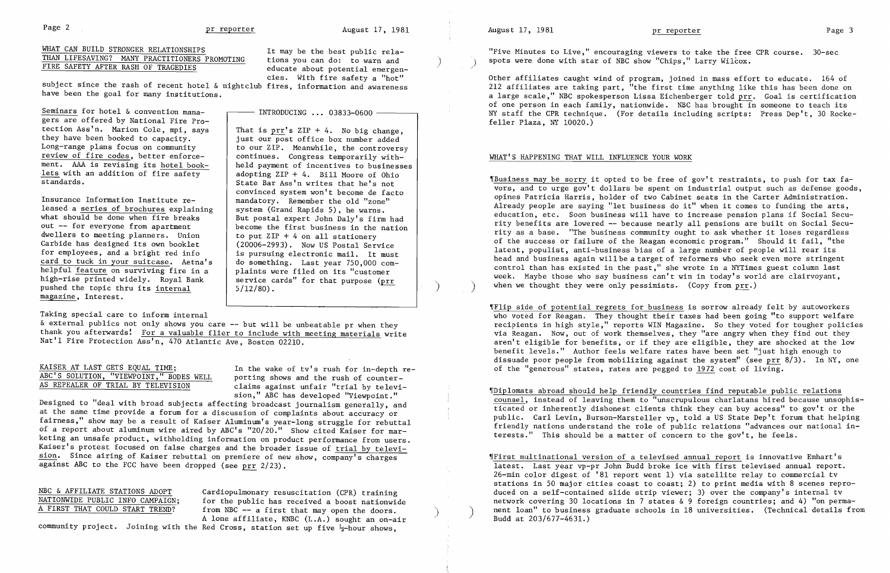## WHAT CAN BUILD STRONGER RELATIONSHIPS THAN LIFESAVING? MANY PRACTITIONERS PROMOTING FIRE SAFETY AFTER RASH OF TRAGEDIES

It may be the best public relations you can do: to warn and educate about potential emergencies. With fire safety a "hot" subject since the rash of recent hotel & nightclub fires, information and awareness have been the goal for many institutions.

Seminars for hotel & convention managers are offered by National Fire Protection Ass'n. Marion Cole, mpi, says they have been booked to capacity. Long-range plans focus on community review of fire codes, better enforcement. AAA is revising its hotel booklets with an addition of fire safety standards.

Insurance Information Institute released a series of brochures explaining what should be done when fire breaks out -- for everyone from apartment dwellers to meeting planners. Union Carbide has designed its own booklet for employees, and a bright red info card to tuck in your suitcase. Aetna's helpful feature on surviving fire in a high-rise printed widely. Royal Bank pushed the topic thru its internal magazine, Interest.

Taking special care to inform internal & external publics not only shows you care -- but will be unbeatable pr when they thank you afterwards! For a valuable flier to include with meeting materials write Nat'l Fire Protection Ass'n, 470 Atlantic Ave, Boston 02210.

> **INTRODUCING ... 03833-0600**
>
> That is prr's ZIP + 4. No big change, just our post office box number added to our ZIP. Meanwhile, the controversy continues. Congress temporarily withheld payment of incentives to businesses adopting ZIP + 4. Bill Moore of Ohio State Bar Ass'n writes that he's not convinced system won't become de facto mandatory. Remember the old "zone" system (Grand Rapids 5), he warns. But postal expert John Daly's firm had become the first business in the nation to put ZIP + 4 on all stationery (20006-2993). Now US Postal Service is pursuing electronic mail. It must do something. Last year 750,000 complaints were filed on its "customer service cards" for that purpose (prr 5/12/80).

## KAISER AT LAST GETS EQUAL TIME; ABC'S SOLUTION, "VIEWPOINT," BODES WELL AS REPEALER OF TRIAL BY TELEVISION

In the wake of tv's rush for in-depth reporting shows and the rush of counterclaims against unfair "trial by television," ABC has developed "Viewpoint." Designed to "deal with broad subjects affecting broadcast journalism generally, and at the same time provide a forum for a discussion of complaints about accuracy or fairness," show may be a result of Kaiser Aluminum's year-long struggle for rebuttal of a report about aluminum wire aired by ABC's "20/20." Show cited Kaiser for marketing an unsafe product, withholding information on product performance from users. Kaiser's protest focused on false charges and the broader issue of trial by television. Since airing of Kaiser rebuttal on premiere of new show, company's charges against ABC to the FCC have been dropped (see prr 2/23).

## NBC & AFFILIATE STATIONS ADOPT NATIONWIDE PUBLIC INFO CAMPAIGN; A FIRST THAT COULD START TREND?

Cardiopulmonary resuscitation (CPR) training for the public has received a boost nationwide from NBC -- a first that may open the doors. A lone affiliate, KNBC (L.A.) sought an on-air community project. Joining with the Red Cross, station set up five ½-hour shows, "Five Minutes to Live," encouraging viewers to take the free CPR course. 30-sec spots were done with star of NBC show "Chips," Larry Wilcox.

Other affiliates caught wind of program, joined in mass effort to educate. 164 of 212 affiliates are taking part, "the first time anything like this has been done on a large scale," NBC spokesperson Lissa Eichenberger told prr. Goal is certification of one person in each family, nationwide. NBC has brought in someone to teach its NY staff the CPR technique. (For details including scripts: Press Dep't, 30 Rockefeller Plaza, NY 10020.)

## WHAT'S HAPPENING THAT WILL INFLUENCE YOUR WORK

¶Business may be sorry it opted to be free of gov't restraints, to push for tax favors, and to urge gov't dollars be spent on industrial output such as defense goods, opines Patricia Harris, holder of two Cabinet seats in the Carter Administration. Already people are saying "let business do it" when it comes to funding the arts, education, etc. Soon business will have to increase pension plans if Social Security benefits are lowered -- because nearly all pensions are built on Social Security as a base. "The business community ought to ask whether it loses regardless of the success or failure of the Reagan economic program." Should it fail, "the latent, populist, anti-business bias of a large number of people will rear its head and business again will be a target of reformers who seek even more stringent control than has existed in the past," she wrote in a NYTimes guest column last week. Maybe those who say business can't win in today's world are clairvoyant, when we thought they were only pessimists. (Copy from prr.)

¶Flip side of potential regrets for business is sorrow already felt by autoworkers who voted for Reagan. They thought their taxes had been going "to support welfare recipients in high style," reports WIN Magazine. So they voted for tougher policies via Reagan. Now, out of work themselves, they "are angry when they find out they aren't eligible for benefits, or if they are eligible, they are shocked at the low benefit levels." Author feels welfare rates have been set "just high enough to dissuade poor people from mobilizing against the system" (see prr 8/3). In NY, one of the "generous" states, rates are pegged to 1972 cost of living.

¶Diplomats abroad should help friendly countries find reputable public relations counsel, instead of leaving them to "unscrupulous charlatans hired because unsophisticated or inherently dishonest clients think they can buy access" to gov't or the public. Carl Levin, Burson-Marsteller vp, told a US State Dep't forum that helping friendly nations understand the role of public relations "advances our national interests." This should be a matter of concern to the gov't, he feels.

¶First multinational version of a televised annual report is innovative Emhart's latest. Last year vp-pr John Budd broke ice with first televised annual report. 26-min color digest of '81 report went 1) via satellite relay to commercial tv stations in 50 major cities coast to coast; 2) to print media with 8 scenes reproduced on a self-contained slide strip viewer; 3) over the company's internal tv network covering 30 locations in 7 states & 9 foreign countries; and 4) "on permanent loan" to business graduate schools in 18 universities. (Technical details from Budd at 203/677-4631.)